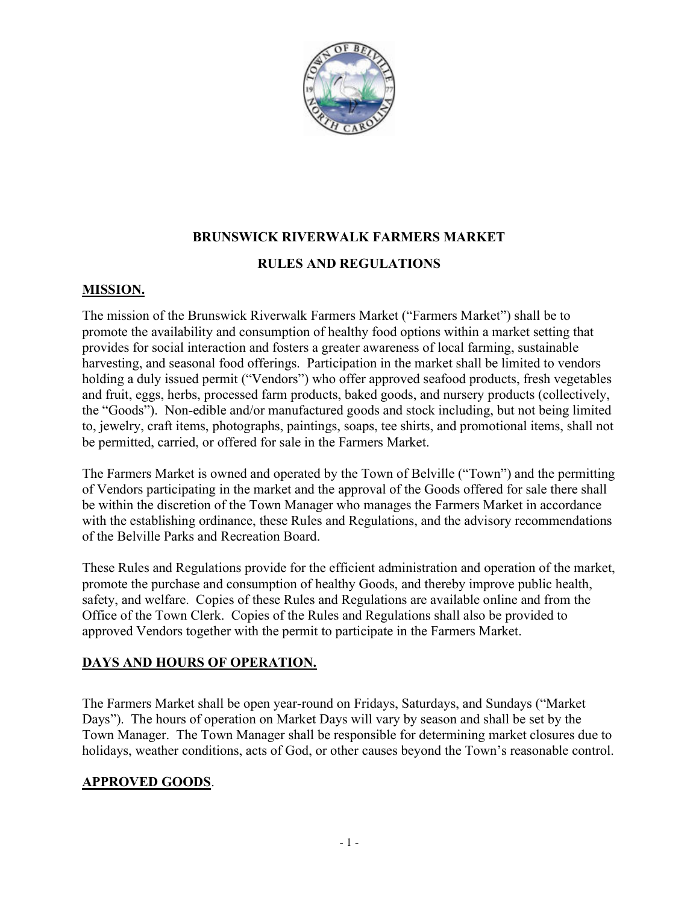# BRUNSWICK RIVERWALK FARMERS MARKET

# RULES AND REGULATIONS

## MISSION.

The mission of the Brunswick Riverwalk Farmers Market ("Farmers Market") shall be to promote the availability and consumption of healthy food options within a market setting that provides for social interaction and fosters a greater awareness of local farming, sustainable harvesting, and seasonal food offerings. Participation in the market shall be limited to vendors holding a duly issued permit ("Vendors") who offer approved seafood products, fresh vegetables and fruit, eggs, herbs, processed farm products, baked goods, and nursery products (collectively, the "Goods"). Non-edible and/or manufactured goods and stock including, but not being limited to, jewelry, craft items, photographs, paintings, soaps, tee shirts, and promotional items, shall not be permitted, carried, or offered for sale in the Farmers Market.

The Farmers Market is owned and operated by the Town of Belville ("Town") and the permitting of Vendors participating in the market and the approval of the Goods offered for sale there shall be within the discretion of the Town Manager who manages the Farmers Market in accordance with the establishing ordinance, these Rules and Regulations, and the advisory recommendations of the Belville Parks and Recreation Board.

These Rules and Regulations provide for the efficient administration and operation of the market, promote the purchase and consumption of healthy Goods, and thereby improve public health, safety, and welfare. Copies of these Rules and Regulations are available online and from the Office of the Town Clerk. Copies of the Rules and Regulations shall also be provided to approved Vendors together with the permit to participate in the Farmers Market.

## DAYS AND HOURS OF OPERATION.

The Farmers Market shall be open year-round on Fridays, Saturdays, and Sundays ("Market Days"). The hours of operation on Market Days will vary by season and shall be set by the Town Manager. The Town Manager shall be responsible for determining market closures due to holidays, weather conditions, acts of God, or other causes beyond the Town's reasonable control.

## APPROVED GOODS.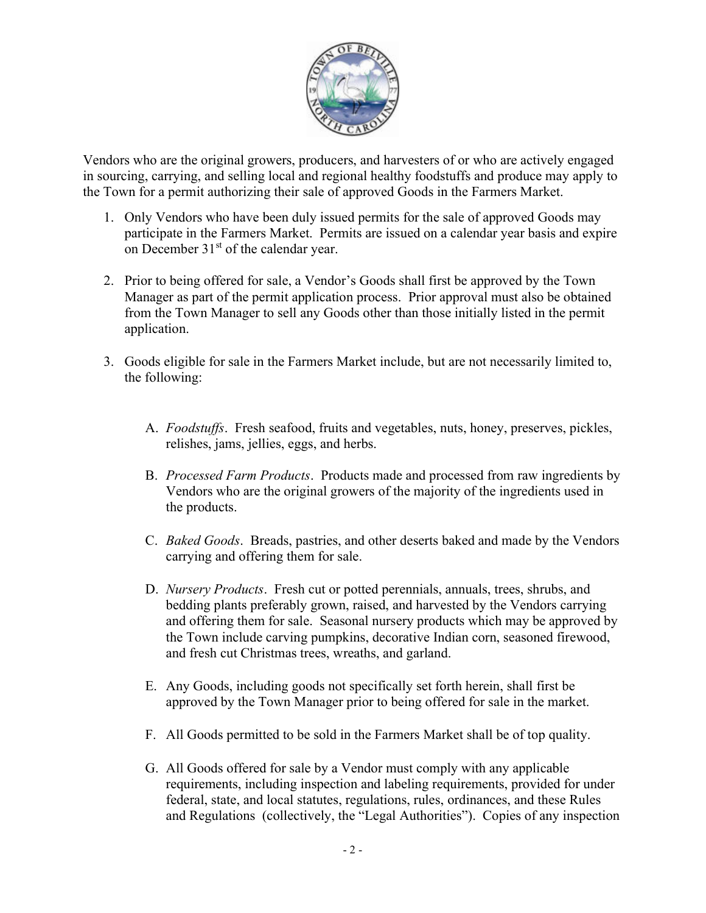Vendors who are the original growers, producers, and harvesters of or who are actively engaged in sourcing, carrying, and selling local and regional healthy foodstuffs and produce may apply to the Town for a permit authorizing their sale of approved Goods in the Farmers Market.

1. Only Vendors who have been duly issued permits for the sale of approved Goods may participate in the Farmers Market. Permits are issued on a calendar year basis and expire on December 31st of the calendar year.

2. Prior to being offered for sale, a Vendor's Goods shall first be approved by the Town Manager as part of the permit application process. Prior approval must also be obtained from the Town Manager to sell any Goods other than those initially listed in the permit application.

3. Goods eligible for sale in the Farmers Market include, but are not necessarily limited to, the following:

   A. *Foodstuffs*. Fresh seafood, fruits and vegetables, nuts, honey, preserves, pickles, relishes, jams, jellies, eggs, and herbs.

   B. *Processed Farm Products*. Products made and processed from raw ingredients by Vendors who are the original growers of the majority of the ingredients used in the products.

   C. *Baked Goods*. Breads, pastries, and other deserts baked and made by the Vendors carrying and offering them for sale.

   D. *Nursery Products*. Fresh cut or potted perennials, annuals, trees, shrubs, and bedding plants preferably grown, raised, and harvested by the Vendors carrying and offering them for sale. Seasonal nursery products which may be approved by the Town include carving pumpkins, decorative Indian corn, seasoned firewood, and fresh cut Christmas trees, wreaths, and garland.

   E. Any Goods, including goods not specifically set forth herein, shall first be approved by the Town Manager prior to being offered for sale in the market.

   F. All Goods permitted to be sold in the Farmers Market shall be of top quality.

   G. All Goods offered for sale by a Vendor must comply with any applicable requirements, including inspection and labeling requirements, provided for under federal, state, and local statutes, regulations, rules, ordinances, and these Rules and Regulations (collectively, the "Legal Authorities"). Copies of any inspection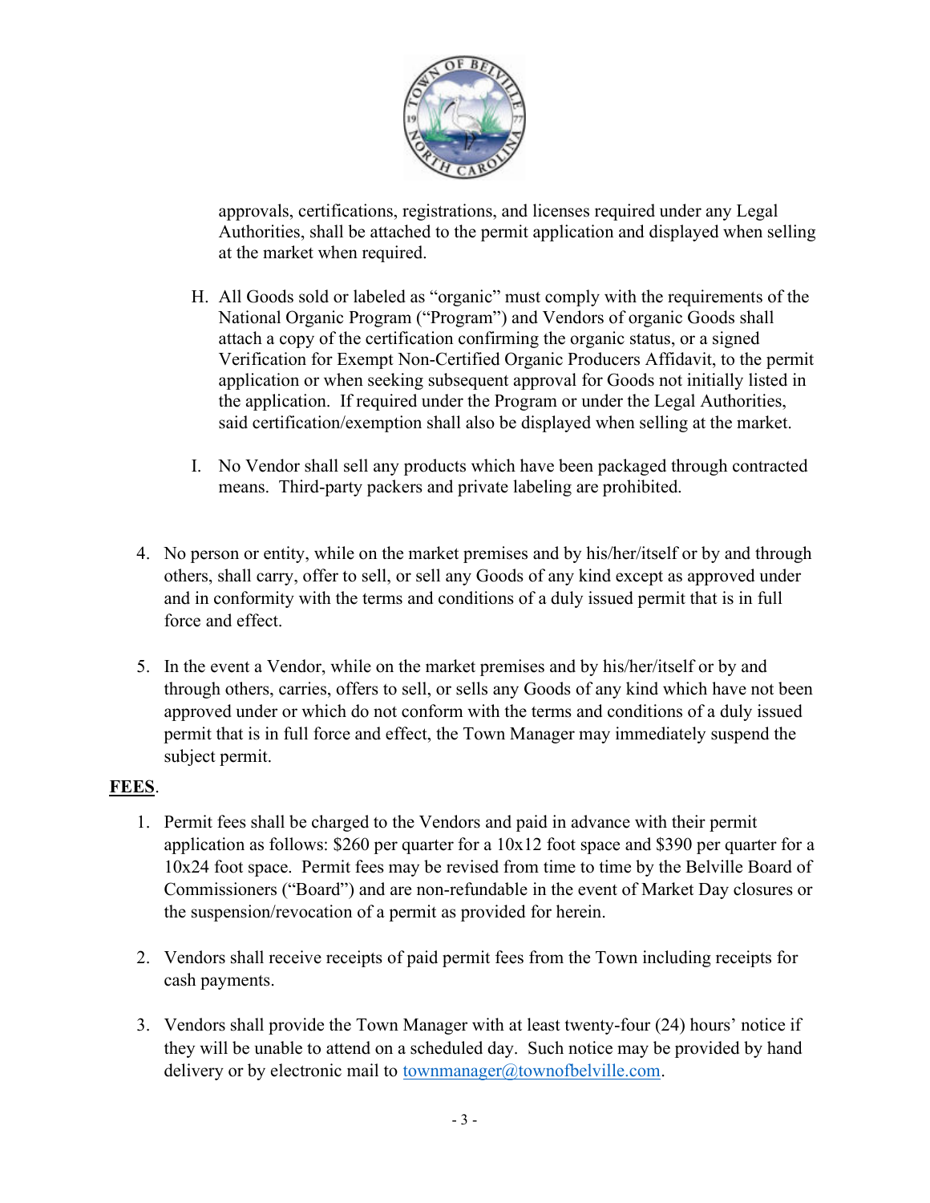approvals, certifications, registrations, and licenses required under any Legal Authorities, shall be attached to the permit application and displayed when selling at the market when required.

H. All Goods sold or labeled as "organic" must comply with the requirements of the National Organic Program ("Program") and Vendors of organic Goods shall attach a copy of the certification confirming the organic status, or a signed Verification for Exempt Non-Certified Organic Producers Affidavit, to the permit application or when seeking subsequent approval for Goods not initially listed in the application. If required under the Program or under the Legal Authorities, said certification/exemption shall also be displayed when selling at the market.

I. No Vendor shall sell any products which have been packaged through contracted means. Third-party packers and private labeling are prohibited.

4. No person or entity, while on the market premises and by his/her/itself or by and through others, shall carry, offer to sell, or sell any Goods of any kind except as approved under and in conformity with the terms and conditions of a duly issued permit that is in full force and effect.

5. In the event a Vendor, while on the market premises and by his/her/itself or by and through others, carries, offers to sell, or sells any Goods of any kind which have not been approved under or which do not conform with the terms and conditions of a duly issued permit that is in full force and effect, the Town Manager may immediately suspend the subject permit.

**FEES**.

1. Permit fees shall be charged to the Vendors and paid in advance with their permit application as follows: $260 per quarter for a 10x12 foot space and $390 per quarter for a 10x24 foot space. Permit fees may be revised from time to time by the Belville Board of Commissioners ("Board") and are non-refundable in the event of Market Day closures or the suspension/revocation of a permit as provided for herein.

2. Vendors shall receive receipts of paid permit fees from the Town including receipts for cash payments.

3. Vendors shall provide the Town Manager with at least twenty-four (24) hours' notice if they will be unable to attend on a scheduled day. Such notice may be provided by hand delivery or by electronic mail to townmanager@townofbelville.com.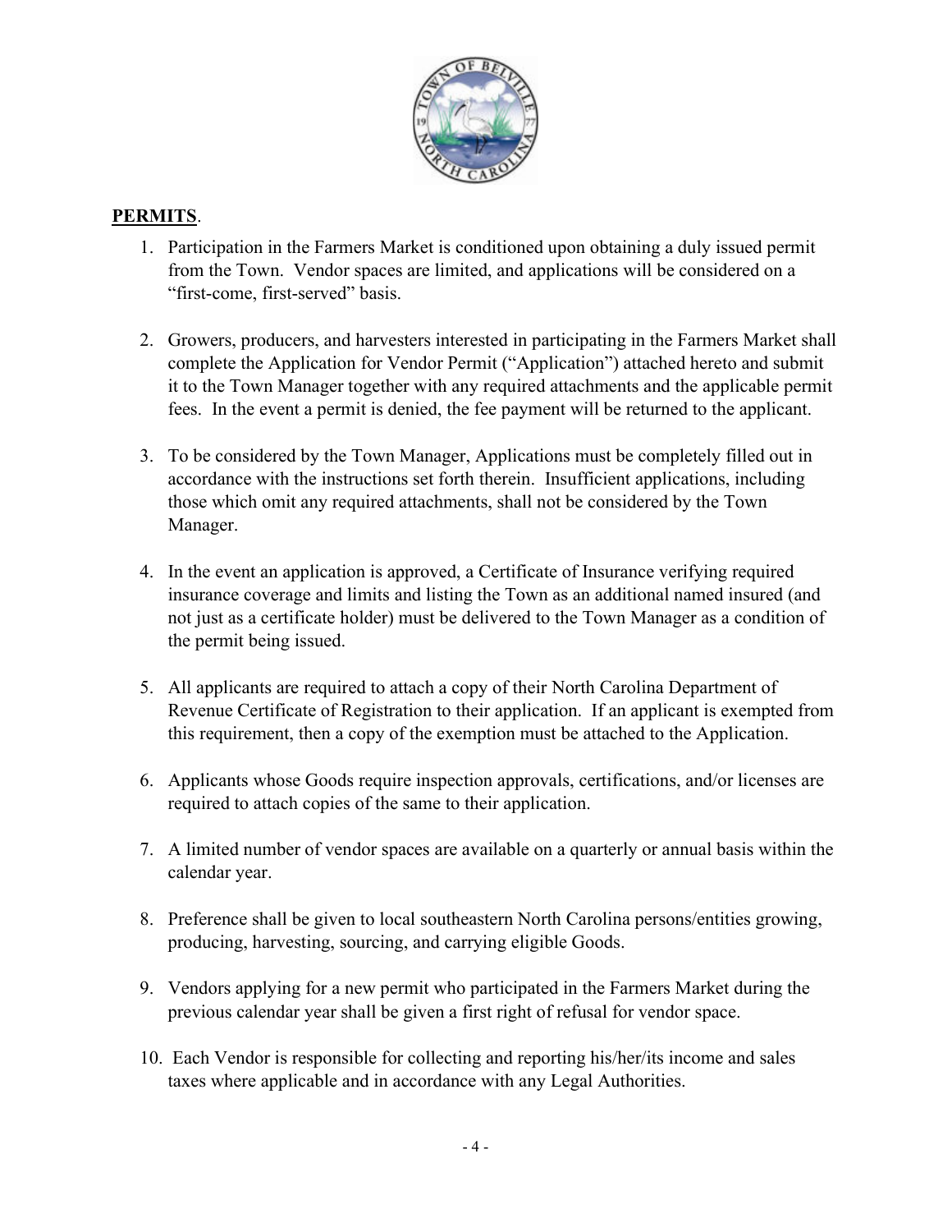**PERMITS**.

1. Participation in the Farmers Market is conditioned upon obtaining a duly issued permit from the Town. Vendor spaces are limited, and applications will be considered on a "first-come, first-served" basis.

2. Growers, producers, and harvesters interested in participating in the Farmers Market shall complete the Application for Vendor Permit ("Application") attached hereto and submit it to the Town Manager together with any required attachments and the applicable permit fees. In the event a permit is denied, the fee payment will be returned to the applicant.

3. To be considered by the Town Manager, Applications must be completely filled out in accordance with the instructions set forth therein. Insufficient applications, including those which omit any required attachments, shall not be considered by the Town Manager.

4. In the event an application is approved, a Certificate of Insurance verifying required insurance coverage and limits and listing the Town as an additional named insured (and not just as a certificate holder) must be delivered to the Town Manager as a condition of the permit being issued.

5. All applicants are required to attach a copy of their North Carolina Department of Revenue Certificate of Registration to their application. If an applicant is exempted from this requirement, then a copy of the exemption must be attached to the Application.

6. Applicants whose Goods require inspection approvals, certifications, and/or licenses are required to attach copies of the same to their application.

7. A limited number of vendor spaces are available on a quarterly or annual basis within the calendar year.

8. Preference shall be given to local southeastern North Carolina persons/entities growing, producing, harvesting, sourcing, and carrying eligible Goods.

9. Vendors applying for a new permit who participated in the Farmers Market during the previous calendar year shall be given a first right of refusal for vendor space.

10. Each Vendor is responsible for collecting and reporting his/her/its income and sales taxes where applicable and in accordance with any Legal Authorities.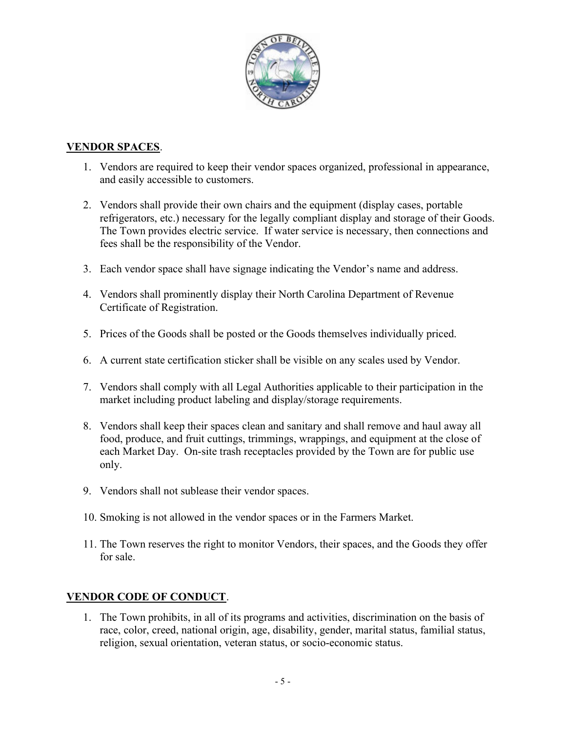## VENDOR SPACES.

1. Vendors are required to keep their vendor spaces organized, professional in appearance, and easily accessible to customers.

2. Vendors shall provide their own chairs and the equipment (display cases, portable refrigerators, etc.) necessary for the legally compliant display and storage of their Goods. The Town provides electric service. If water service is necessary, then connections and fees shall be the responsibility of the Vendor.

3. Each vendor space shall have signage indicating the Vendor's name and address.

4. Vendors shall prominently display their North Carolina Department of Revenue Certificate of Registration.

5. Prices of the Goods shall be posted or the Goods themselves individually priced.

6. A current state certification sticker shall be visible on any scales used by Vendor.

7. Vendors shall comply with all Legal Authorities applicable to their participation in the market including product labeling and display/storage requirements.

8. Vendors shall keep their spaces clean and sanitary and shall remove and haul away all food, produce, and fruit cuttings, trimmings, wrappings, and equipment at the close of each Market Day. On-site trash receptacles provided by the Town are for public use only.

9. Vendors shall not sublease their vendor spaces.

10. Smoking is not allowed in the vendor spaces or in the Farmers Market.

11. The Town reserves the right to monitor Vendors, their spaces, and the Goods they offer for sale.

## VENDOR CODE OF CONDUCT.

1. The Town prohibits, in all of its programs and activities, discrimination on the basis of race, color, creed, national origin, age, disability, gender, marital status, familial status, religion, sexual orientation, veteran status, or socio-economic status.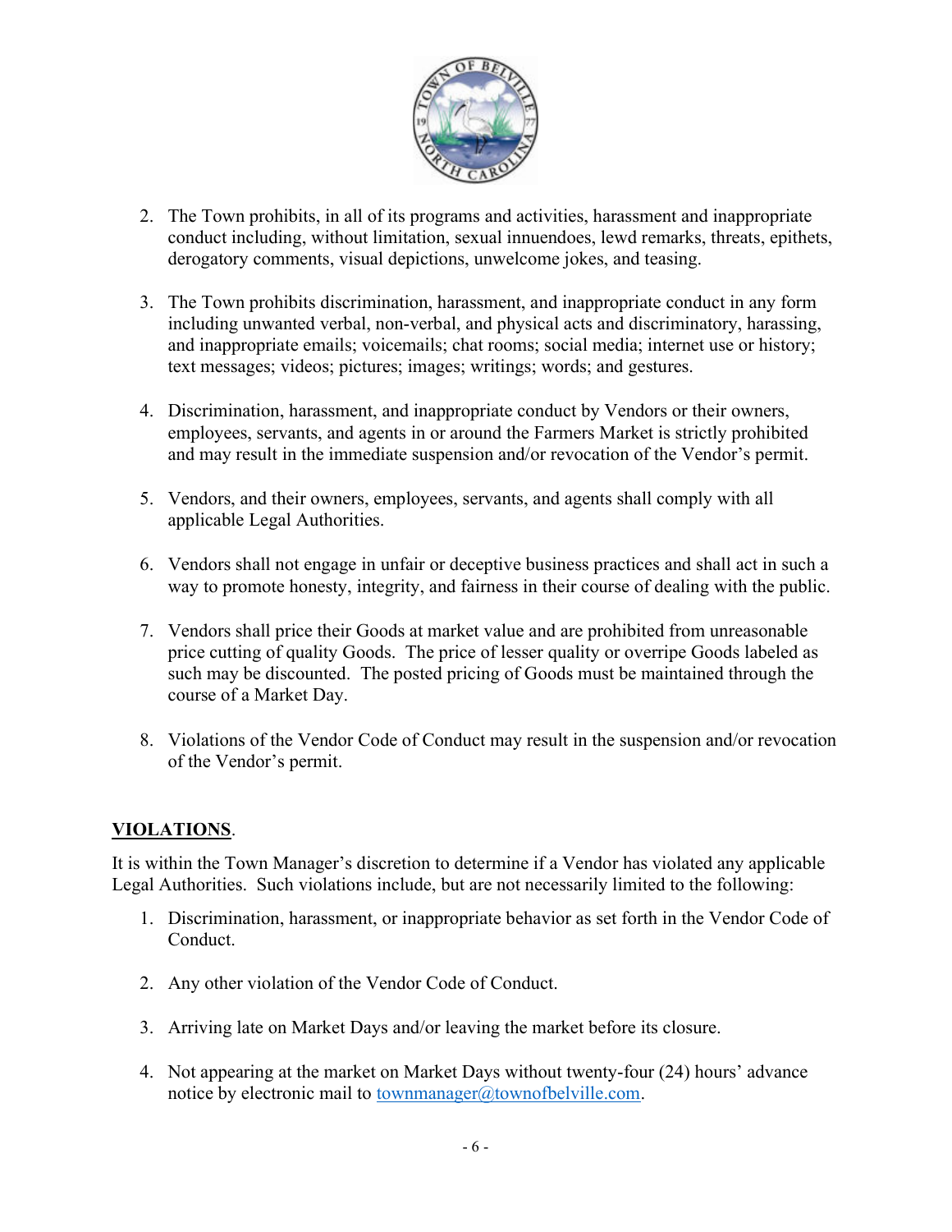2. The Town prohibits, in all of its programs and activities, harassment and inappropriate conduct including, without limitation, sexual innuendoes, lewd remarks, threats, epithets, derogatory comments, visual depictions, unwelcome jokes, and teasing.

3. The Town prohibits discrimination, harassment, and inappropriate conduct in any form including unwanted verbal, non-verbal, and physical acts and discriminatory, harassing, and inappropriate emails; voicemails; chat rooms; social media; internet use or history; text messages; videos; pictures; images; writings; words; and gestures.

4. Discrimination, harassment, and inappropriate conduct by Vendors or their owners, employees, servants, and agents in or around the Farmers Market is strictly prohibited and may result in the immediate suspension and/or revocation of the Vendor's permit.

5. Vendors, and their owners, employees, servants, and agents shall comply with all applicable Legal Authorities.

6. Vendors shall not engage in unfair or deceptive business practices and shall act in such a way to promote honesty, integrity, and fairness in their course of dealing with the public.

7. Vendors shall price their Goods at market value and are prohibited from unreasonable price cutting of quality Goods. The price of lesser quality or overripe Goods labeled as such may be discounted. The posted pricing of Goods must be maintained through the course of a Market Day.

8. Violations of the Vendor Code of Conduct may result in the suspension and/or revocation of the Vendor's permit.

**VIOLATIONS**.

It is within the Town Manager's discretion to determine if a Vendor has violated any applicable Legal Authorities. Such violations include, but are not necessarily limited to the following:

1. Discrimination, harassment, or inappropriate behavior as set forth in the Vendor Code of Conduct.

2. Any other violation of the Vendor Code of Conduct.

3. Arriving late on Market Days and/or leaving the market before its closure.

4. Not appearing at the market on Market Days without twenty-four (24) hours' advance notice by electronic mail to townmanager@townofbelville.com.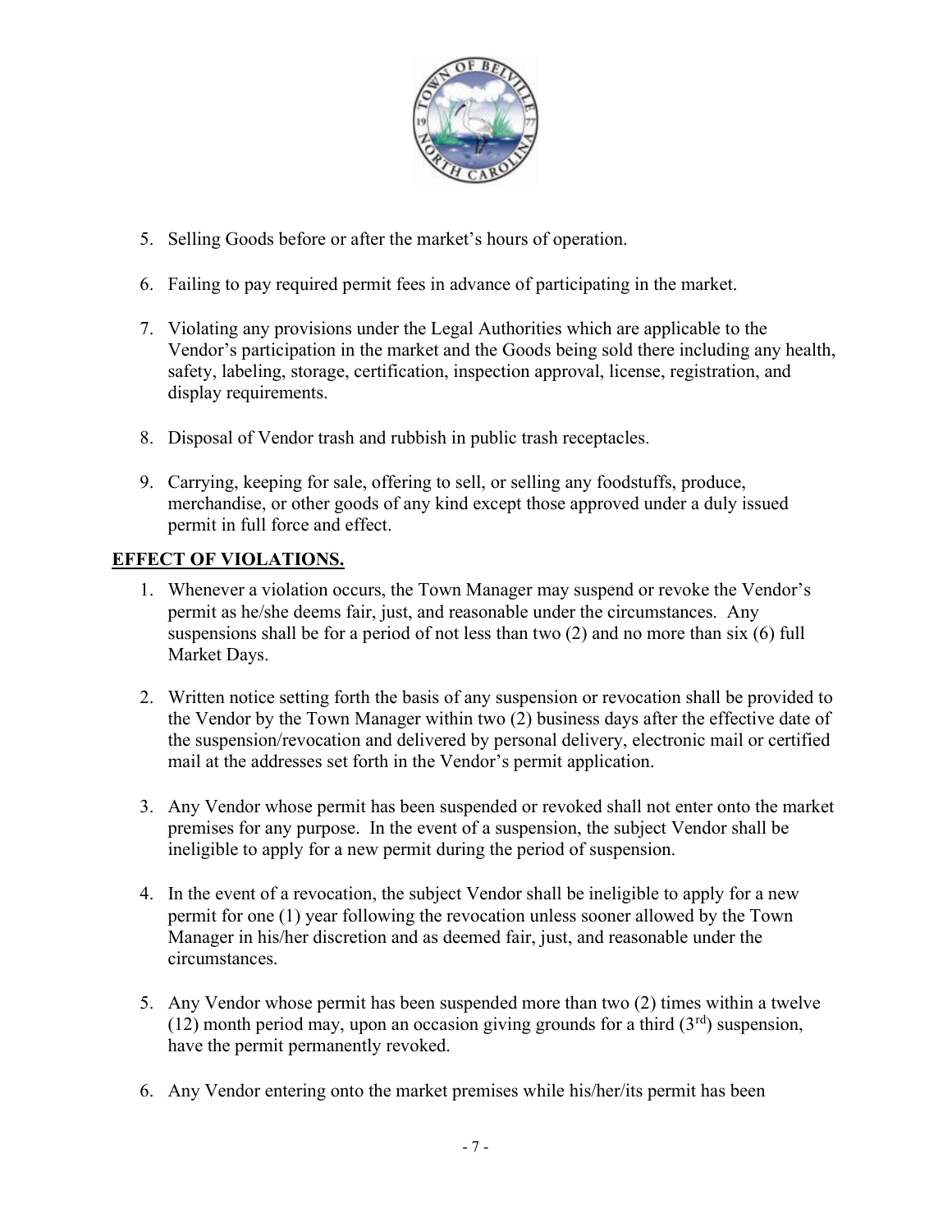5. Selling Goods before or after the market's hours of operation.

6. Failing to pay required permit fees in advance of participating in the market.

7. Violating any provisions under the Legal Authorities which are applicable to the Vendor's participation in the market and the Goods being sold there including any health, safety, labeling, storage, certification, inspection approval, license, registration, and display requirements.

8. Disposal of Vendor trash and rubbish in public trash receptacles.

9. Carrying, keeping for sale, offering to sell, or selling any foodstuffs, produce, merchandise, or other goods of any kind except those approved under a duly issued permit in full force and effect.

**EFFECT OF VIOLATIONS.**

1. Whenever a violation occurs, the Town Manager may suspend or revoke the Vendor's permit as he/she deems fair, just, and reasonable under the circumstances. Any suspensions shall be for a period of not less than two (2) and no more than six (6) full Market Days.

2. Written notice setting forth the basis of any suspension or revocation shall be provided to the Vendor by the Town Manager within two (2) business days after the effective date of the suspension/revocation and delivered by personal delivery, electronic mail or certified mail at the addresses set forth in the Vendor's permit application.

3. Any Vendor whose permit has been suspended or revoked shall not enter onto the market premises for any purpose. In the event of a suspension, the subject Vendor shall be ineligible to apply for a new permit during the period of suspension.

4. In the event of a revocation, the subject Vendor shall be ineligible to apply for a new permit for one (1) year following the revocation unless sooner allowed by the Town Manager in his/her discretion and as deemed fair, just, and reasonable under the circumstances.

5. Any Vendor whose permit has been suspended more than two (2) times within a twelve (12) month period may, upon an occasion giving grounds for a third (3rd) suspension, have the permit permanently revoked.

6. Any Vendor entering onto the market premises while his/her/its permit has been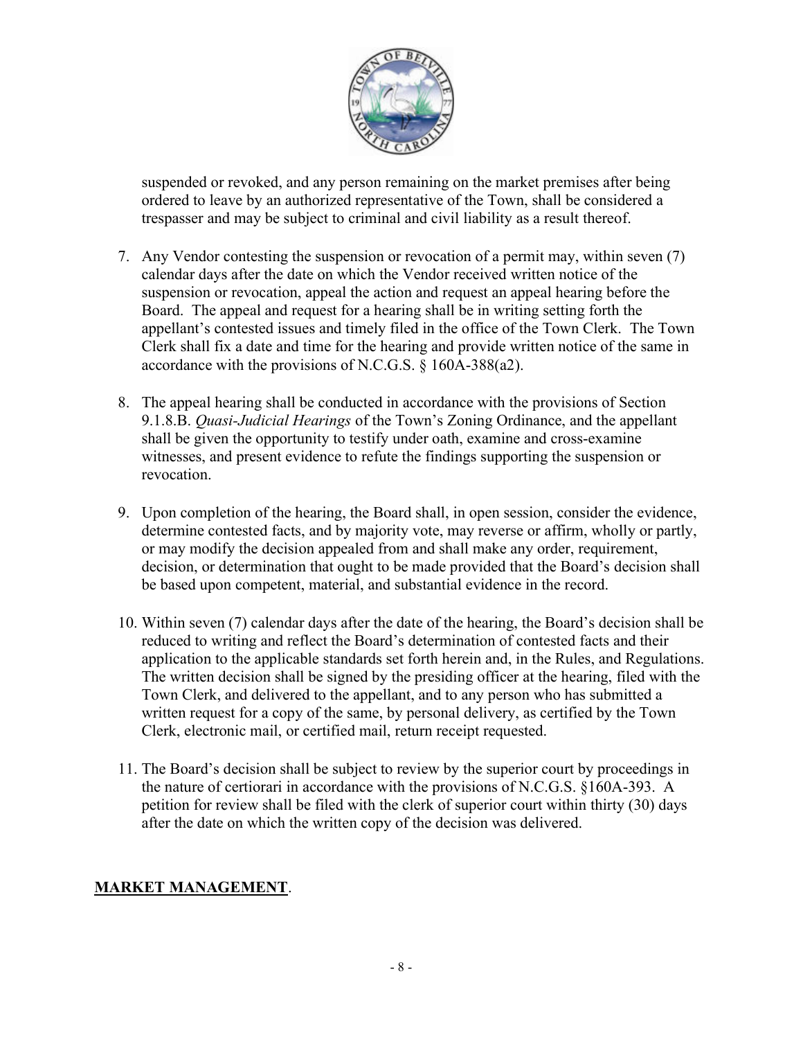suspended or revoked, and any person remaining on the market premises after being ordered to leave by an authorized representative of the Town, shall be considered a trespasser and may be subject to criminal and civil liability as a result thereof.

7. Any Vendor contesting the suspension or revocation of a permit may, within seven (7) calendar days after the date on which the Vendor received written notice of the suspension or revocation, appeal the action and request an appeal hearing before the Board. The appeal and request for a hearing shall be in writing setting forth the appellant's contested issues and timely filed in the office of the Town Clerk. The Town Clerk shall fix a date and time for the hearing and provide written notice of the same in accordance with the provisions of N.C.G.S. § 160A-388(a2).

8. The appeal hearing shall be conducted in accordance with the provisions of Section 9.1.8.B. *Quasi-Judicial Hearings* of the Town's Zoning Ordinance, and the appellant shall be given the opportunity to testify under oath, examine and cross-examine witnesses, and present evidence to refute the findings supporting the suspension or revocation.

9. Upon completion of the hearing, the Board shall, in open session, consider the evidence, determine contested facts, and by majority vote, may reverse or affirm, wholly or partly, or may modify the decision appealed from and shall make any order, requirement, decision, or determination that ought to be made provided that the Board's decision shall be based upon competent, material, and substantial evidence in the record.

10. Within seven (7) calendar days after the date of the hearing, the Board's decision shall be reduced to writing and reflect the Board's determination of contested facts and their application to the applicable standards set forth herein and, in the Rules, and Regulations. The written decision shall be signed by the presiding officer at the hearing, filed with the Town Clerk, and delivered to the appellant, and to any person who has submitted a written request for a copy of the same, by personal delivery, as certified by the Town Clerk, electronic mail, or certified mail, return receipt requested.

11. The Board's decision shall be subject to review by the superior court by proceedings in the nature of certiorari in accordance with the provisions of N.C.G.S. §160A-393. A petition for review shall be filed with the clerk of superior court within thirty (30) days after the date on which the written copy of the decision was delivered.

**MARKET MANAGEMENT**.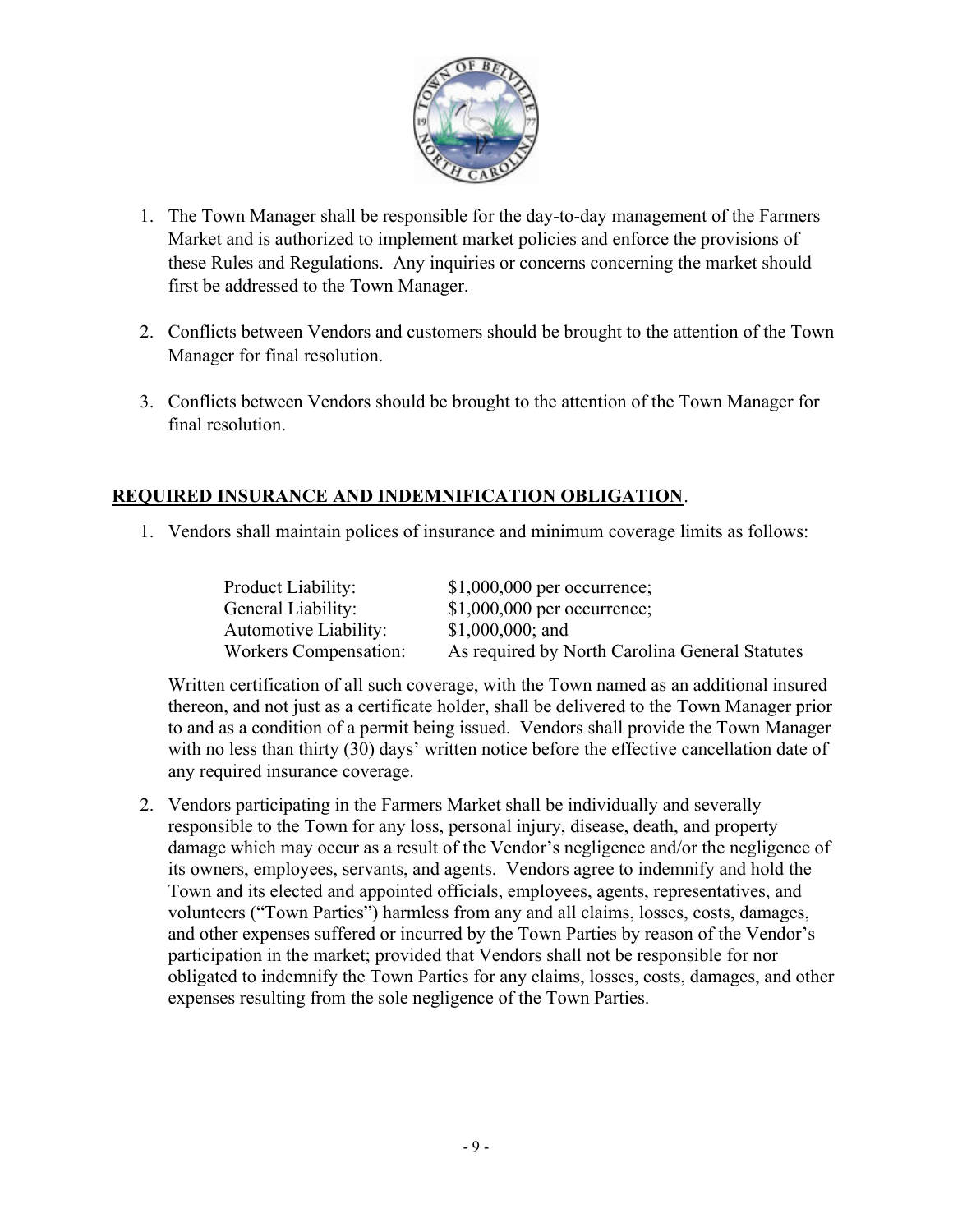1. The Town Manager shall be responsible for the day-to-day management of the Farmers Market and is authorized to implement market policies and enforce the provisions of these Rules and Regulations. Any inquiries or concerns concerning the market should first be addressed to the Town Manager.

2. Conflicts between Vendors and customers should be brought to the attention of the Town Manager for final resolution.

3. Conflicts between Vendors should be brought to the attention of the Town Manager for final resolution.

## REQUIRED INSURANCE AND INDEMNIFICATION OBLIGATION.

1. Vendors shall maintain polices of insurance and minimum coverage limits as follows:

   | | |
   |---|---|
   | Product Liability: | $1,000,000 per occurrence; |
   | General Liability: | $1,000,000 per occurrence; |
   | Automotive Liability: | $1,000,000; and |
   | Workers Compensation: | As required by North Carolina General Statutes |

   Written certification of all such coverage, with the Town named as an additional insured thereon, and not just as a certificate holder, shall be delivered to the Town Manager prior to and as a condition of a permit being issued. Vendors shall provide the Town Manager with no less than thirty (30) days' written notice before the effective cancellation date of any required insurance coverage.

2. Vendors participating in the Farmers Market shall be individually and severally responsible to the Town for any loss, personal injury, disease, death, and property damage which may occur as a result of the Vendor's negligence and/or the negligence of its owners, employees, servants, and agents. Vendors agree to indemnify and hold the Town and its elected and appointed officials, employees, agents, representatives, and volunteers ("Town Parties") harmless from any and all claims, losses, costs, damages, and other expenses suffered or incurred by the Town Parties by reason of the Vendor's participation in the market; provided that Vendors shall not be responsible for nor obligated to indemnify the Town Parties for any claims, losses, costs, damages, and other expenses resulting from the sole negligence of the Town Parties.